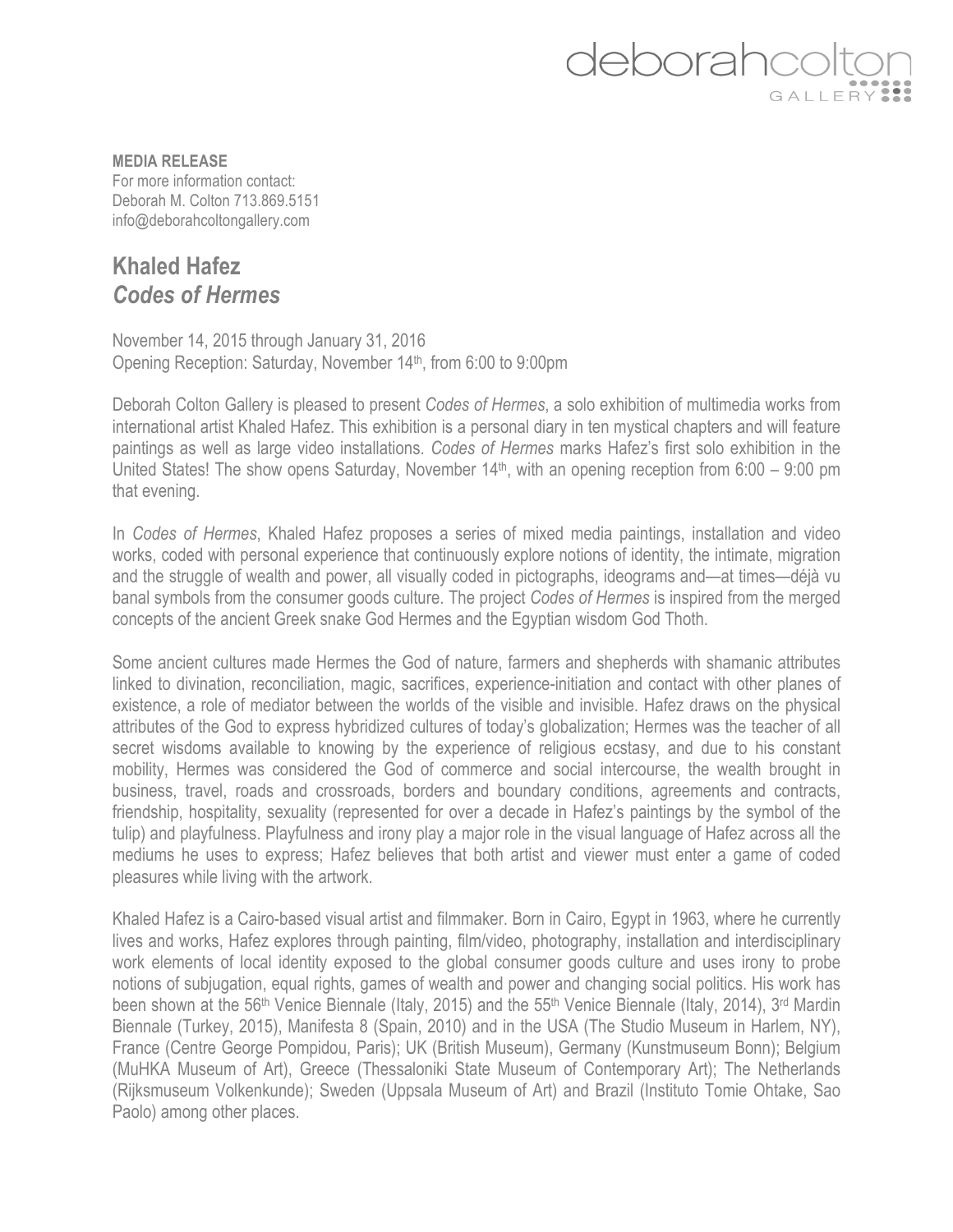deborahcolton GALLERY

**MEDIA RELEASE**
For more information contact:
Deborah M. Colton 713.869.5151
info@deborahcoltongallery.com

# Khaled Hafez
## *Codes of Hermes*

November 14, 2015 through January 31, 2016
Opening Reception: Saturday, November 14th, from 6:00 to 9:00pm

Deborah Colton Gallery is pleased to present *Codes of Hermes*, a solo exhibition of multimedia works from international artist Khaled Hafez. This exhibition is a personal diary in ten mystical chapters and will feature paintings as well as large video installations. *Codes of Hermes* marks Hafez's first solo exhibition in the United States! The show opens Saturday, November 14th, with an opening reception from 6:00 – 9:00 pm that evening.

In *Codes of Hermes*, Khaled Hafez proposes a series of mixed media paintings, installation and video works, coded with personal experience that continuously explore notions of identity, the intimate, migration and the struggle of wealth and power, all visually coded in pictographs, ideograms and—at times—déjà vu banal symbols from the consumer goods culture. The project *Codes of Hermes* is inspired from the merged concepts of the ancient Greek snake God Hermes and the Egyptian wisdom God Thoth.

Some ancient cultures made Hermes the God of nature, farmers and shepherds with shamanic attributes linked to divination, reconciliation, magic, sacrifices, experience-initiation and contact with other planes of existence, a role of mediator between the worlds of the visible and invisible. Hafez draws on the physical attributes of the God to express hybridized cultures of today's globalization; Hermes was the teacher of all secret wisdoms available to knowing by the experience of religious ecstasy, and due to his constant mobility, Hermes was considered the God of commerce and social intercourse, the wealth brought in business, travel, roads and crossroads, borders and boundary conditions, agreements and contracts, friendship, hospitality, sexuality (represented for over a decade in Hafez's paintings by the symbol of the tulip) and playfulness. Playfulness and irony play a major role in the visual language of Hafez across all the mediums he uses to express; Hafez believes that both artist and viewer must enter a game of coded pleasures while living with the artwork.

Khaled Hafez is a Cairo-based visual artist and filmmaker. Born in Cairo, Egypt in 1963, where he currently lives and works, Hafez explores through painting, film/video, photography, installation and interdisciplinary work elements of local identity exposed to the global consumer goods culture and uses irony to probe notions of subjugation, equal rights, games of wealth and power and changing social politics. His work has been shown at the 56th Venice Biennale (Italy, 2015) and the 55th Venice Biennale (Italy, 2014), 3rd Mardin Biennale (Turkey, 2015), Manifesta 8 (Spain, 2010) and in the USA (The Studio Museum in Harlem, NY), France (Centre George Pompidou, Paris); UK (British Museum), Germany (Kunstmuseum Bonn); Belgium (MuHKA Museum of Art), Greece (Thessaloniki State Museum of Contemporary Art); The Netherlands (Rijksmuseum Volkenkunde); Sweden (Uppsala Museum of Art) and Brazil (Instituto Tomie Ohtake, Sao Paolo) among other places.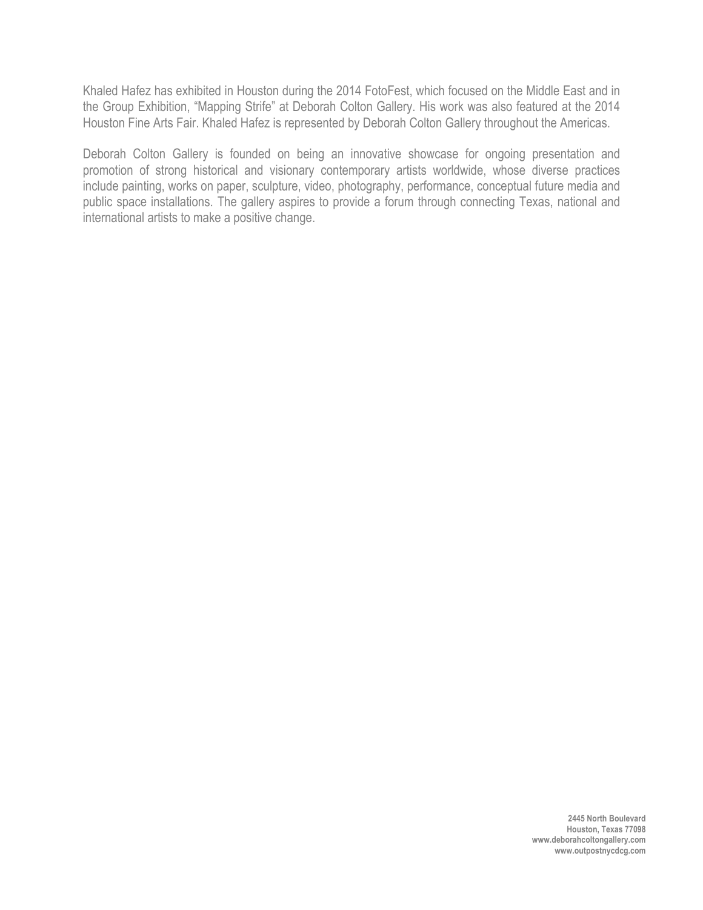Khaled Hafez has exhibited in Houston during the 2014 FotoFest, which focused on the Middle East and in the Group Exhibition, "Mapping Strife" at Deborah Colton Gallery. His work was also featured at the 2014 Houston Fine Arts Fair. Khaled Hafez is represented by Deborah Colton Gallery throughout the Americas.

Deborah Colton Gallery is founded on being an innovative showcase for ongoing presentation and promotion of strong historical and visionary contemporary artists worldwide, whose diverse practices include painting, works on paper, sculpture, video, photography, performance, conceptual future media and public space installations. The gallery aspires to provide a forum through connecting Texas, national and international artists to make a positive change.

**2445 North Boulevard**
**Houston, Texas 77098**
**www.deborahcoltongallery.com**
**www.outpostnycdcg.com**